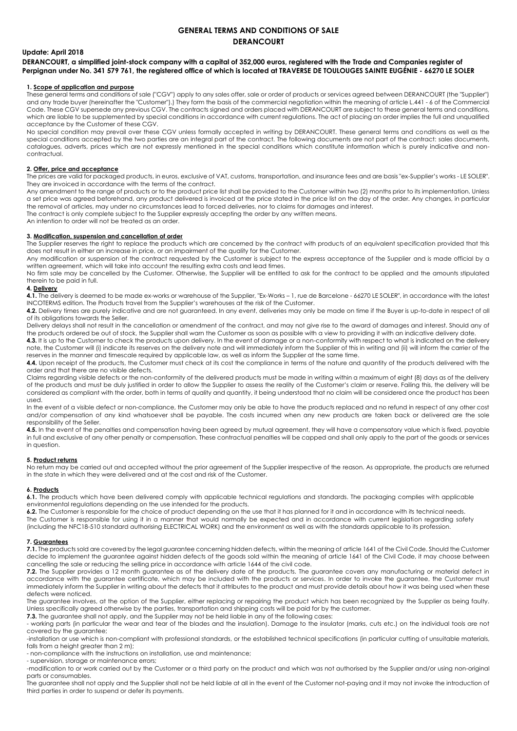# GENERAL TERMS AND CONDITIONS OF SALE
# DERANCOURT

**Update: April 2018**

**DERANCOURT, a simplified joint-stock company with a capital of 352,000 euros, registered with the Trade and Companies register of Perpignan under No. 341 579 761, the registered office of which is located at TRAVERSE DE TOULOUGES SAINTE EUGÉNIE - 66270 LE SOLER**

## 1. Scope of application and purpose

These general terms and conditions of sale ("CGV") apply to any sales offer, sale or order of products or services agreed between DERANCOURT (the "Supplier") and any trade buyer (hereinafter the "Customer").) They form the basis of the commercial negotiation within the meaning of article L.441 - 6 of the Commercial Code. These CGV supersede any previous CGV. The contracts signed and orders placed with DERANCOURT are subject to these general terms and conditions, which are liable to be supplemented by special conditions in accordance with current regulations. The act of placing an order implies the full and unqualified acceptance by the Customer of these CGV.

No special condition may prevail over these CGV unless formally accepted in writing by DERANCOURT. These general terms and conditions as well as the special conditions accepted by the two parties are an integral part of the contract. The following documents are not part of the contract: sales documents, catalogues, adverts, prices which are not expressly mentioned in the special conditions which constitute information which is purely indicative and non-contractual.

## 2. Offer, price and acceptance

The prices are valid for packaged products, in euros, exclusive of VAT, customs, transportation, and insurance fees and are basis "ex-Supplier's works - LE SOLER". They are invoiced in accordance with the terms of the contract.

Any amendment to the range of products or to the product price list shall be provided to the Customer within two (2) months prior to its implementation. Unless a set price was agreed beforehand, any product delivered is invoiced at the price stated in the price list on the day of the order. Any changes, in particular the removal of articles, may under no circumstances lead to forced deliveries, nor to claims for damages and interest.

The contract is only complete subject to the Supplier expressly accepting the order by any written means.

An intention to order will not be treated as an order.

## 3. Modification, suspension and cancellation of order

The Supplier reserves the right to replace the products which are concerned by the contract with products of an equivalent specification provided that this does not result in either an increase in price, or an impairment of the quality for the Customer.

Any modification or suspension of the contract requested by the Customer is subject to the express acceptance of the Supplier and is made official by a written agreement, which will take into account the resulting extra costs and lead times.

No firm sale may be cancelled by the Customer. Otherwise, the Supplier will be entitled to ask for the contract to be applied and the amounts stipulated therein to be paid in full.

## 4. Delivery

**4.1.** The delivery is deemed to be made ex-works or warehouse of the Supplier, "Ex-Works – 1, rue de Barcelone - 66270 LE SOLER", in accordance with the latest INCOTERMS edition. The Products travel from the Supplier's warehouses at the risk of the Customer.

**4.2.** Delivery times are purely indicative and are not guaranteed. In any event, deliveries may only be made on time if the Buyer is up-to-date in respect of all of its obligations towards the Seller.

Delivery delays shall not result in the cancellation or amendment of the contract, and may not give rise to the award of damages and interest. Should any of the products ordered be out of stock, the Supplier shall warn the Customer as soon as possible with a view to providing it with an indicative delivery date.

**4.3.** It is up to the Customer to check the products upon delivery. In the event of damage or a non-conformity with respect to what is indicated on the delivery note, the Customer will (i) indicate its reserves on the delivery note and will immediately inform the Supplier of this in writing and (ii) will inform the carrier of the reserves in the manner and timescale required by applicable law, as well as inform the Supplier at the same time.

**4.4.** Upon receipt of the products, the Customer must check at its cost the compliance in terms of the nature and quantity of the products delivered with the order and that there are no visible defects.

Claims regarding visible defects or the non-conformity of the delivered products must be made in writing within a maximum of eight (8) days as of the delivery of the products and must be duly justified in order to allow the Supplier to assess the reality of the Customer's claim or reserve. Failing this, the delivery will be considered as compliant with the order, both in terms of quality and quantity, it being understood that no claim will be considered once the product has been used.

In the event of a visible defect or non-compliance, the Customer may only be able to have the products replaced and no refund in respect of any other cost and/or compensation of any kind whatsoever shall be payable. The costs incurred when any new products are taken back or delivered are the sole responsibility of the Seller.

**4.5.** In the event of the penalties and compensation having been agreed by mutual agreement, they will have a compensatory value which is fixed, payable in full and exclusive of any other penalty or compensation. These contractual penalties will be capped and shall only apply to the part of the goods or services in question.

## 5. Product returns

No return may be carried out and accepted without the prior agreement of the Supplier irrespective of the reason. As appropriate, the products are returned in the state in which they were delivered and at the cost and risk of the Customer.

## 6. Products

**6.1.** The products which have been delivered comply with applicable technical regulations and standards. The packaging complies with applicable environmental regulations depending on the use intended for the products.

**6.2.** The Customer is responsible for the choice of product depending on the use that it has planned for it and in accordance with its technical needs.

The Customer is responsible for using it in a manner that would normally be expected and in accordance with current legislation regarding safety (including the NFC18-510 standard authorising ELECTRICAL WORK) and the environment as well as with the standards applicable to its profession.

## 7. Guarantees

**7.1.** The products sold are covered by the legal guarantee concerning hidden defects, within the meaning of article 1641 of the Civil Code. Should the Customer decide to implement the guarantee against hidden defects of the goods sold within the meaning of article 1641 of the Civil Code, it may choose between cancelling the sale or reducing the selling price in accordance with article 1644 of the civil code.

**7.2.** The Supplier provides a 12 month guarantee as of the delivery date of the products. The guarantee covers any manufacturing or material defect in accordance with the guarantee certificate, which may be included with the products or services. In order to invoke the guarantee, the Customer must immediately inform the Supplier in writing about the defects that it attributes to the product and must provide details about how it was being used when these defects were noticed.

The guarantee involves, at the option of the Supplier, either replacing or repairing the product which has been recognized by the Supplier as being faulty. Unless specifically agreed otherwise by the parties, transportation and shipping costs will be paid for by the customer.

**7.3.** The guarantee shall not apply, and the Supplier may not be held liable in any of the following cases:

- working parts (in particular the wear and tear of the blades and the insulation). Damage to the insulator (marks, cuts etc.) on the individual tools are not covered by the guarantee;
- installation or use which is non-compliant with professional standards, or the established technical specifications (in particular cutting of unsuitable materials, falls from a height greater than 2 m);
- non-compliance with the instructions on installation, use and maintenance;
- supervision, storage or maintenance errors;
- modification to or work carried out by the Customer or a third party on the product and which was not authorised by the Supplier and/or using non-original parts or consumables.

The guarantee shall not apply and the Supplier shall not be held liable at all in the event of the Customer not-paying and it may not invoke the introduction of third parties in order to suspend or defer its payments.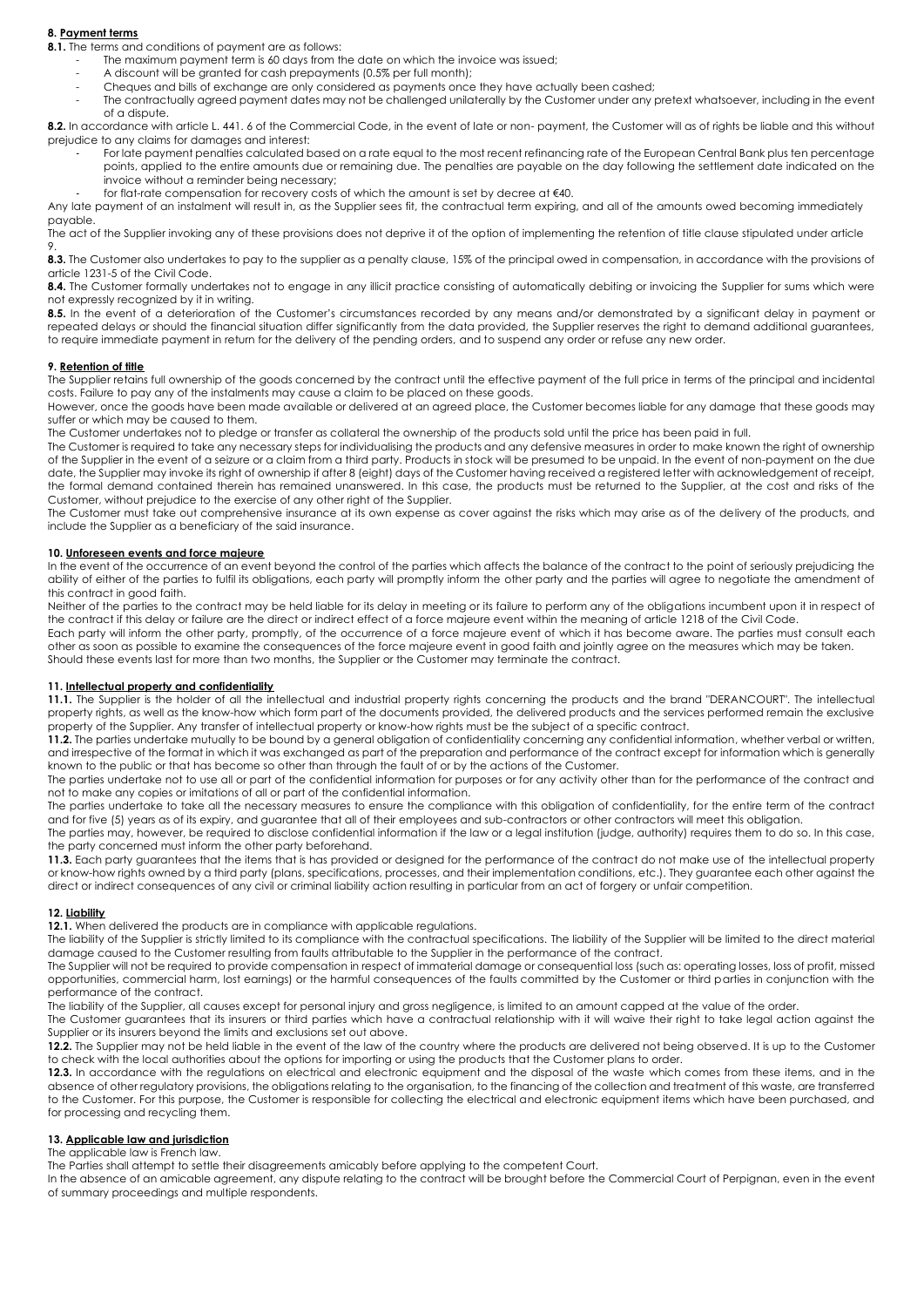## 8. Payment terms

**8.1.** The terms and conditions of payment are as follows:

- The maximum payment term is 60 days from the date on which the invoice was issued;
- A discount will be granted for cash prepayments (0.5% per full month);
- Cheques and bills of exchange are only considered as payments once they have actually been cashed;
- The contractually agreed payment dates may not be challenged unilaterally by the Customer under any pretext whatsoever, including in the event of a dispute.

**8.2.** In accordance with article L. 441. 6 of the Commercial Code, in the event of late or non- payment, the Customer will as of rights be liable and this without prejudice to any claims for damages and interest:

- For late payment penalties calculated based on a rate equal to the most recent refinancing rate of the European Central Bank plus ten percentage points, applied to the entire amounts due or remaining due. The penalties are payable on the day following the settlement date indicated on the invoice without a reminder being necessary;
- for flat-rate compensation for recovery costs of which the amount is set by decree at €40.

Any late payment of an instalment will result in, as the Supplier sees fit, the contractual term expiring, and all of the amounts owed becoming immediately payable.

The act of the Supplier invoking any of these provisions does not deprive it of the option of implementing the retention of title clause stipulated under article 9.

**8.3.** The Customer also undertakes to pay to the supplier as a penalty clause, 15% of the principal owed in compensation, in accordance with the provisions of article 1231-5 of the Civil Code.

**8.4.** The Customer formally undertakes not to engage in any illicit practice consisting of automatically debiting or invoicing the Supplier for sums which were not expressly recognized by it in writing.

**8.5.** In the event of a deterioration of the Customer's circumstances recorded by any means and/or demonstrated by a significant delay in payment or repeated delays or should the financial situation differ significantly from the data provided, the Supplier reserves the right to demand additional guarantees, to require immediate payment in return for the delivery of the pending orders, and to suspend any order or refuse any new order.

## 9. Retention of title

The Supplier retains full ownership of the goods concerned by the contract until the effective payment of the full price in terms of the principal and incidental costs. Failure to pay any of the instalments may cause a claim to be placed on these goods.

However, once the goods have been made available or delivered at an agreed place, the Customer becomes liable for any damage that these goods may suffer or which may be caused to them.

The Customer undertakes not to pledge or transfer as collateral the ownership of the products sold until the price has been paid in full.

The Customer is required to take any necessary steps for individualising the products and any defensive measures in order to make known the right of ownership of the Supplier in the event of a seizure or a claim from a third party. Products in stock will be presumed to be unpaid. In the event of non-payment on the due date, the Supplier may invoke its right of ownership if after 8 (eight) days of the Customer having received a registered letter with acknowledgement of receipt, the formal demand contained therein has remained unanswered. In this case, the products must be returned to the Supplier, at the cost and risks of the Customer, without prejudice to the exercise of any other right of the Supplier.

The Customer must take out comprehensive insurance at its own expense as cover against the risks which may arise as of the delivery of the products, and include the Supplier as a beneficiary of the said insurance.

## 10. Unforeseen events and force majeure

In the event of the occurrence of an event beyond the control of the parties which affects the balance of the contract to the point of seriously prejudicing the ability of either of the parties to fulfil its obligations, each party will promptly inform the other party and the parties will agree to negotiate the amendment of this contract in good faith.

Neither of the parties to the contract may be held liable for its delay in meeting or its failure to perform any of the obligations incumbent upon it in respect of the contract if this delay or failure are the direct or indirect effect of a force majeure event within the meaning of article 1218 of the Civil Code.

Each party will inform the other party, promptly, of the occurrence of a force majeure event of which it has become aware. The parties must consult each other as soon as possible to examine the consequences of the force majeure event in good faith and jointly agree on the measures which may be taken.

Should these events last for more than two months, the Supplier or the Customer may terminate the contract.

## 11. Intellectual property and confidentiality

**11.1.** The Supplier is the holder of all the intellectual and industrial property rights concerning the products and the brand "DERANCOURT". The intellectual property rights, as well as the know-how which form part of the documents provided, the delivered products and the services performed remain the exclusive property of the Supplier. Any transfer of intellectual property or know-how rights must be the subject of a specific contract.

**11.2.** The parties undertake mutually to be bound by a general obligation of confidentiality concerning any confidential information, whether verbal or written, and irrespective of the format in which it was exchanged as part of the preparation and performance of the contract except for information which is generally known to the public or that has become so other than through the fault of or by the actions of the Customer.

The parties undertake not to use all or part of the confidential information for purposes or for any activity other than for the performance of the contract and not to make any copies or imitations of all or part of the confidential information.

The parties undertake to take all the necessary measures to ensure the compliance with this obligation of confidentiality, for the entire term of the contract and for five (5) years as of its expiry, and guarantee that all of their employees and sub-contractors or other contractors will meet this obligation.

The parties may, however, be required to disclose confidential information if the law or a legal institution (judge, authority) requires them to do so. In this case, the party concerned must inform the other party beforehand.

**11.3.** Each party guarantees that the items that is has provided or designed for the performance of the contract do not make use of the intellectual property or know-how rights owned by a third party (plans, specifications, processes, and their implementation conditions, etc.). They guarantee each other against the direct or indirect consequences of any civil or criminal liability action resulting in particular from an act of forgery or unfair competition.

## 12. Liability

**12.1.** When delivered the products are in compliance with applicable regulations.

The liability of the Supplier is strictly limited to its compliance with the contractual specifications. The liability of the Supplier will be limited to the direct material damage caused to the Customer resulting from faults attributable to the Supplier in the performance of the contract.

The Supplier will not be required to provide compensation in respect of immaterial damage or consequential loss (such as: operating losses, loss of profit, missed opportunities, commercial harm, lost earnings) or the harmful consequences of the faults committed by the Customer or third parties in conjunction with the performance of the contract.

The liability of the Supplier, all causes except for personal injury and gross negligence, is limited to an amount capped at the value of the order.

The Customer guarantees that its insurers or third parties which have a contractual relationship with it will waive their right to take legal action against the Supplier or its insurers beyond the limits and exclusions set out above.

**12.2.** The Supplier may not be held liable in the event of the law of the country where the products are delivered not being observed. It is up to the Customer to check with the local authorities about the options for importing or using the products that the Customer plans to order.

**12.3.** In accordance with the regulations on electrical and electronic equipment and the disposal of the waste which comes from these items, and in the absence of other regulatory provisions, the obligations relating to the organisation, to the financing of the collection and treatment of this waste, are transferred to the Customer. For this purpose, the Customer is responsible for collecting the electrical and electronic equipment items which have been purchased, and for processing and recycling them.

## 13. Applicable law and jurisdiction

The applicable law is French law.

The Parties shall attempt to settle their disagreements amicably before applying to the competent Court.

In the absence of an amicable agreement, any dispute relating to the contract will be brought before the Commercial Court of Perpignan, even in the event of summary proceedings and multiple respondents.